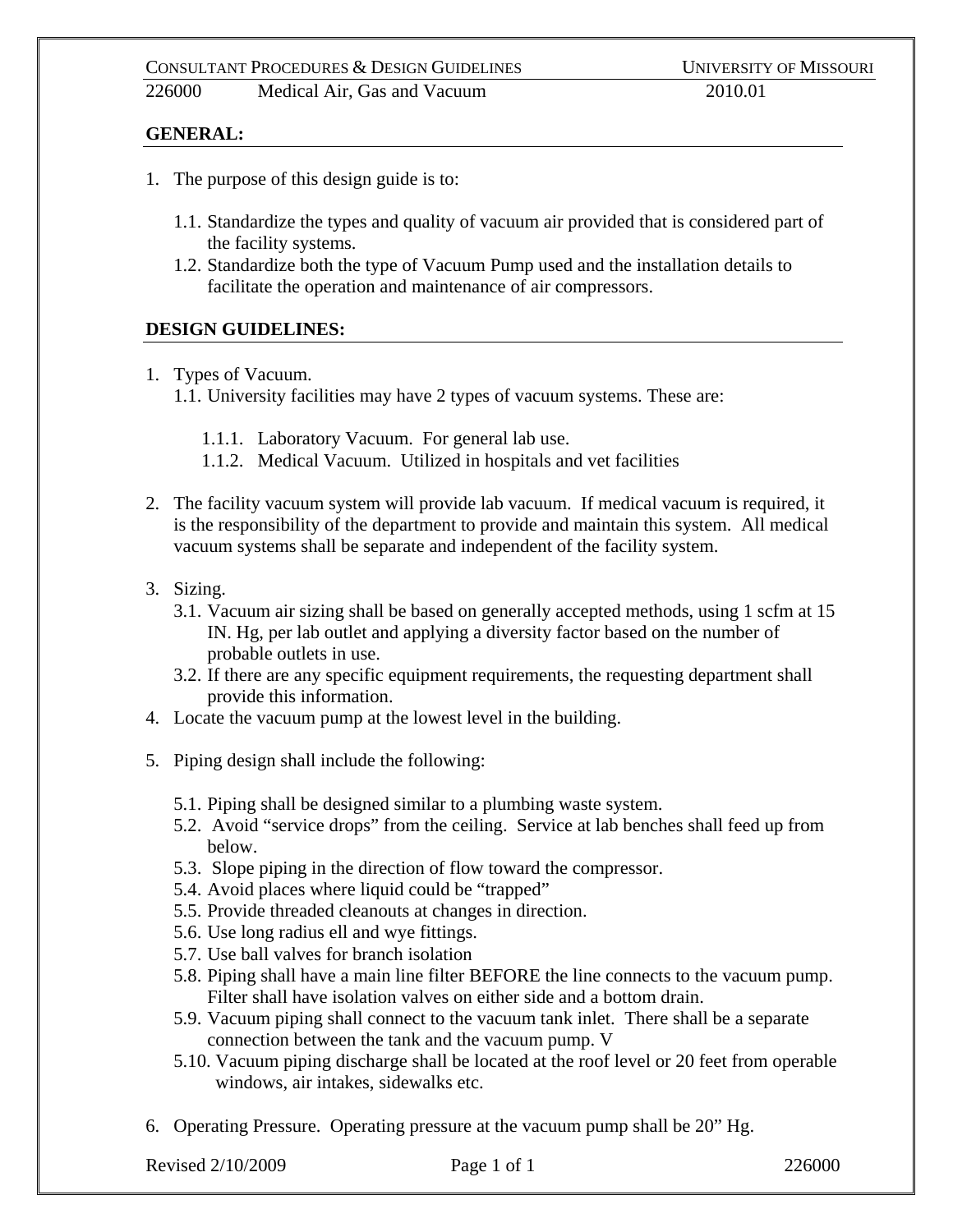## GENERAL:

1. The purpose of this design guide is to:

   1.1. Standardize the types and quality of vacuum air provided that is considered part of the facility systems.

   1.2. Standardize both the type of Vacuum Pump used and the installation details to facilitate the operation and maintenance of air compressors.

## DESIGN GUIDELINES:

1. Types of Vacuum.

   1.1. University facilities may have 2 types of vacuum systems. These are:

      1.1.1. Laboratory Vacuum. For general lab use.

      1.1.2. Medical Vacuum. Utilized in hospitals and vet facilities

2. The facility vacuum system will provide lab vacuum. If medical vacuum is required, it is the responsibility of the department to provide and maintain this system. All medical vacuum systems shall be separate and independent of the facility system.

3. Sizing.

   3.1. Vacuum air sizing shall be based on generally accepted methods, using 1 scfm at 15 IN. Hg, per lab outlet and applying a diversity factor based on the number of probable outlets in use.

   3.2. If there are any specific equipment requirements, the requesting department shall provide this information.

4. Locate the vacuum pump at the lowest level in the building.

5. Piping design shall include the following:

   5.1. Piping shall be designed similar to a plumbing waste system.

   5.2. Avoid "service drops" from the ceiling. Service at lab benches shall feed up from below.

   5.3. Slope piping in the direction of flow toward the compressor.

   5.4. Avoid places where liquid could be "trapped"

   5.5. Provide threaded cleanouts at changes in direction.

   5.6. Use long radius ell and wye fittings.

   5.7. Use ball valves for branch isolation

   5.8. Piping shall have a main line filter BEFORE the line connects to the vacuum pump. Filter shall have isolation valves on either side and a bottom drain.

   5.9. Vacuum piping shall connect to the vacuum tank inlet. There shall be a separate connection between the tank and the vacuum pump. V

   5.10. Vacuum piping discharge shall be located at the roof level or 20 feet from operable windows, air intakes, sidewalks etc.

6. Operating Pressure. Operating pressure at the vacuum pump shall be 20" Hg.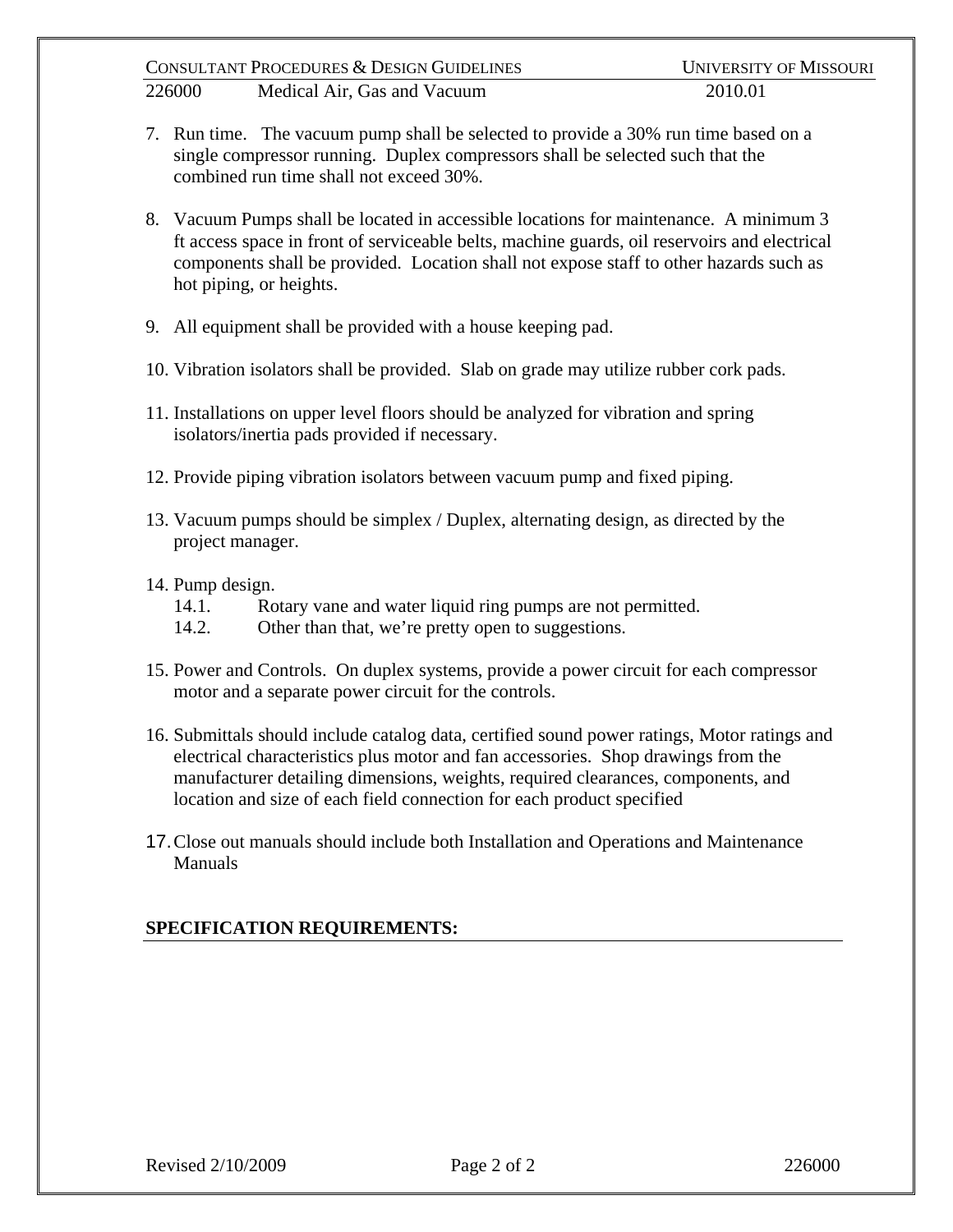7. Run time. The vacuum pump shall be selected to provide a 30% run time based on a single compressor running. Duplex compressors shall be selected such that the combined run time shall not exceed 30%.

8. Vacuum Pumps shall be located in accessible locations for maintenance. A minimum 3 ft access space in front of serviceable belts, machine guards, oil reservoirs and electrical components shall be provided. Location shall not expose staff to other hazards such as hot piping, or heights.

9. All equipment shall be provided with a house keeping pad.

10. Vibration isolators shall be provided. Slab on grade may utilize rubber cork pads.

11. Installations on upper level floors should be analyzed for vibration and spring isolators/inertia pads provided if necessary.

12. Provide piping vibration isolators between vacuum pump and fixed piping.

13. Vacuum pumps should be simplex / Duplex, alternating design, as directed by the project manager.

14. Pump design.
    - 14.1. Rotary vane and water liquid ring pumps are not permitted.
    - 14.2. Other than that, we're pretty open to suggestions.

15. Power and Controls. On duplex systems, provide a power circuit for each compressor motor and a separate power circuit for the controls.

16. Submittals should include catalog data, certified sound power ratings, Motor ratings and electrical characteristics plus motor and fan accessories. Shop drawings from the manufacturer detailing dimensions, weights, required clearances, components, and location and size of each field connection for each product specified

17. Close out manuals should include both Installation and Operations and Maintenance Manuals

**SPECIFICATION REQUIREMENTS:**